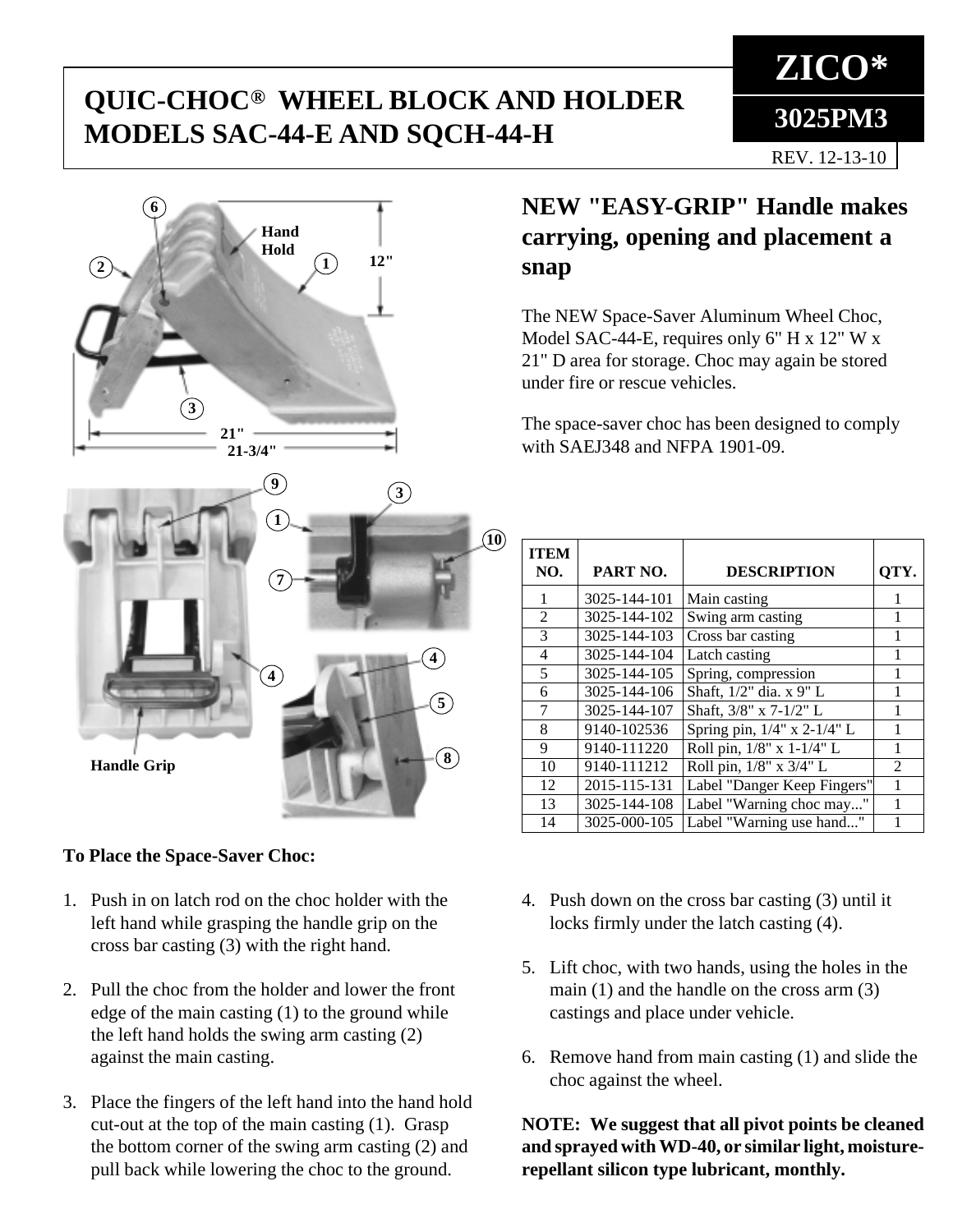# QUIC-CHOC® WHEEL BLOCK AND HOLDER MODELS SAC-44-E AND SQCH-44-H

**ZICO***

**3025PM3**

REV. 12-13-10

## NEW "EASY-GRIP" Handle makes carrying, opening and placement a snap

The NEW Space-Saver Aluminum Wheel Choc, Model SAC-44-E, requires only 6" H x 12" W x 21" D area for storage. Choc may again be stored under fire or rescue vehicles.

The space-saver choc has been designed to comply with SAEJ348 and NFPA 1901-09.

| ITEM NO. | PART NO. | DESCRIPTION | QTY. |
|---|---|---|---|
| 1 | 3025-144-101 | Main casting | 1 |
| 2 | 3025-144-102 | Swing arm casting | 1 |
| 3 | 3025-144-103 | Cross bar casting | 1 |
| 4 | 3025-144-104 | Latch casting | 1 |
| 5 | 3025-144-105 | Spring, compression | 1 |
| 6 | 3025-144-106 | Shaft, 1/2" dia. x 9" L | 1 |
| 7 | 3025-144-107 | Shaft, 3/8" x 7-1/2" L | 1 |
| 8 | 9140-102536 | Spring pin, 1/4" x 2-1/4" L | 1 |
| 9 | 9140-111220 | Roll pin, 1/8" x 1-1/4" L | 1 |
| 10 | 9140-111212 | Roll pin, 1/8" x 3/4" L | 2 |
| 12 | 2015-115-131 | Label "Danger Keep Fingers" | 1 |
| 13 | 3025-144-108 | Label "Warning choc may..." | 1 |
| 14 | 3025-000-105 | Label "Warning use hand..." | 1 |

**To Place the Space-Saver Choc:**

1. Push in on latch rod on the choc holder with the left hand while grasping the handle grip on the cross bar casting (3) with the right hand.
2. Pull the choc from the holder and lower the front edge of the main casting (1) to the ground while the left hand holds the swing arm casting (2) against the main casting.
3. Place the fingers of the left hand into the hand hold cut-out at the top of the main casting (1). Grasp the bottom corner of the swing arm casting (2) and pull back while lowering the choc to the ground.
4. Push down on the cross bar casting (3) until it locks firmly under the latch casting (4).
5. Lift choc, with two hands, using the holes in the main (1) and the handle on the cross arm (3) castings and place under vehicle.
6. Remove hand from main casting (1) and slide the choc against the wheel.

**NOTE: We suggest that all pivot points be cleaned and sprayed with WD-40, or similar light, moisture-repellant silicon type lubricant, monthly.**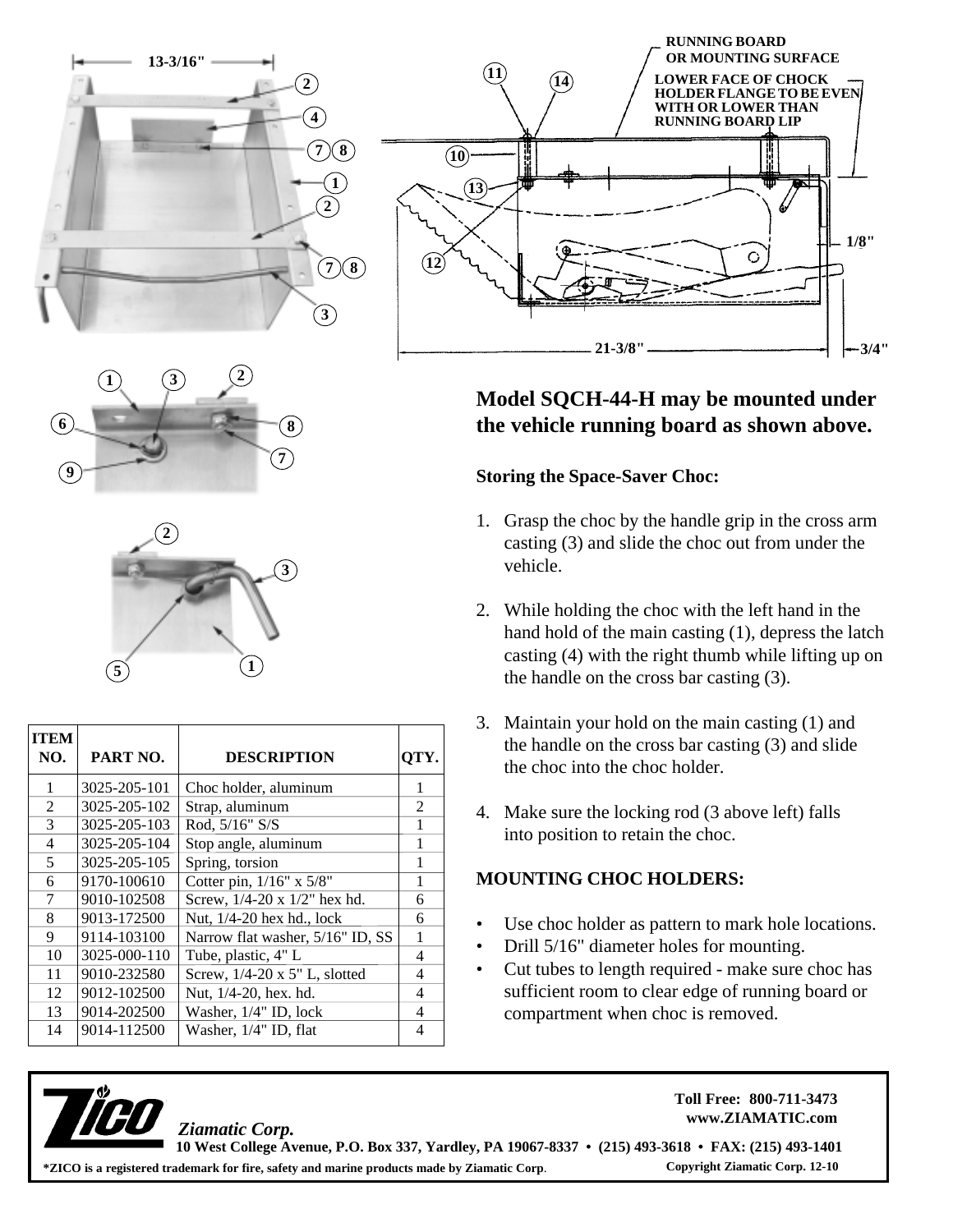13-3/16"

RUNNING BOARD
OR MOUNTING SURFACE

LOWER FACE OF CHOCK HOLDER FLANGE TO BE EVEN WITH OR LOWER THAN RUNNING BOARD LIP

1/8"

21-3/8"

3/4"

## Model SQCH-44-H may be mounted under the vehicle running board as shown above.

**Storing the Space-Saver Choc:**

1. Grasp the choc by the handle grip in the cross arm casting (3) and slide the choc out from under the vehicle.
2. While holding the choc with the left hand in the hand hold of the main casting (1), depress the latch casting (4) with the right thumb while lifting up on the handle on the cross bar casting (3).
3. Maintain your hold on the main casting (1) and the handle on the cross bar casting (3) and slide the choc into the choc holder.
4. Make sure the locking rod (3 above left) falls into position to retain the choc.

## MOUNTING CHOC HOLDERS:

- Use choc holder as pattern to mark hole locations.
- Drill 5/16" diameter holes for mounting.
- Cut tubes to length required - make sure choc has sufficient room to clear edge of running board or compartment when choc is removed.

| ITEM NO. | PART NO. | DESCRIPTION | QTY. |
|---|---|---|---|
| 1 | 3025-205-101 | Choc holder, aluminum | 1 |
| 2 | 3025-205-102 | Strap, aluminum | 2 |
| 3 | 3025-205-103 | Rod, 5/16" S/S | 1 |
| 4 | 3025-205-104 | Stop angle, aluminum | 1 |
| 5 | 3025-205-105 | Spring, torsion | 1 |
| 6 | 9170-100610 | Cotter pin, 1/16" x 5/8" | 1 |
| 7 | 9010-102508 | Screw, 1/4-20 x 1/2" hex hd. | 6 |
| 8 | 9013-172500 | Nut, 1/4-20 hex hd., lock | 6 |
| 9 | 9114-103100 | Narrow flat washer, 5/16" ID, SS | 1 |
| 10 | 3025-000-110 | Tube, plastic, 4" L | 4 |
| 11 | 9010-232580 | Screw, 1/4-20 x 5" L, slotted | 4 |
| 12 | 9012-102500 | Nut, 1/4-20, hex. hd. | 4 |
| 13 | 9014-202500 | Washer, 1/4" ID, lock | 4 |
| 14 | 9014-112500 | Washer, 1/4" ID, flat | 4 |

*Ziamatic Corp.*
10 West College Avenue, P.O. Box 337, Yardley, PA 19067-8337 • (215) 493-3618 • FAX: (215) 493-1401

Toll Free: 800-711-3473
www.ZIAMATIC.com

*ZICO is a registered trademark for fire, safety and marine products made by Ziamatic Corp.

Copyright Ziamatic Corp. 12-10